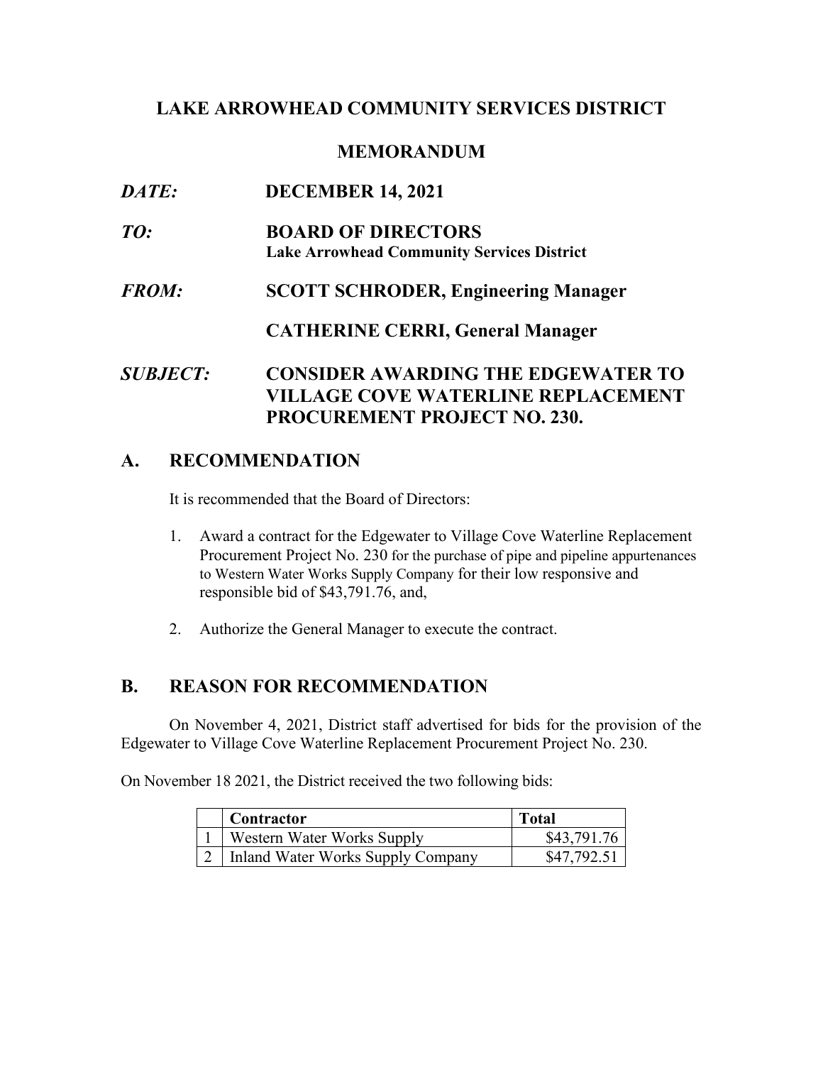# LAKE ARROWHEAD COMMUNITY SERVICES DISTRICT

## MEMORANDUM

***DATE:*** **DECEMBER 14, 2021**

***TO:*** **BOARD OF DIRECTORS**
**Lake Arrowhead Community Services District**

***FROM:*** **SCOTT SCHRODER, Engineering Manager**

**CATHERINE CERRI, General Manager**

***SUBJECT:*** **CONSIDER AWARDING THE EDGEWATER TO VILLAGE COVE WATERLINE REPLACEMENT PROCUREMENT PROJECT NO. 230.**

## A. RECOMMENDATION

It is recommended that the Board of Directors:

1. Award a contract for the Edgewater to Village Cove Waterline Replacement Procurement Project No. 230 for the purchase of pipe and pipeline appurtenances to Western Water Works Supply Company for their low responsive and responsible bid of $43,791.76, and,

2. Authorize the General Manager to execute the contract.

## B. REASON FOR RECOMMENDATION

On November 4, 2021, District staff advertised for bids for the provision of the Edgewater to Village Cove Waterline Replacement Procurement Project No. 230.

On November 18 2021, the District received the two following bids:

| | Contractor | Total |
|---|---|---|
| 1 | Western Water Works Supply | $43,791.76 |
| 2 | Inland Water Works Supply Company | $47,792.51 |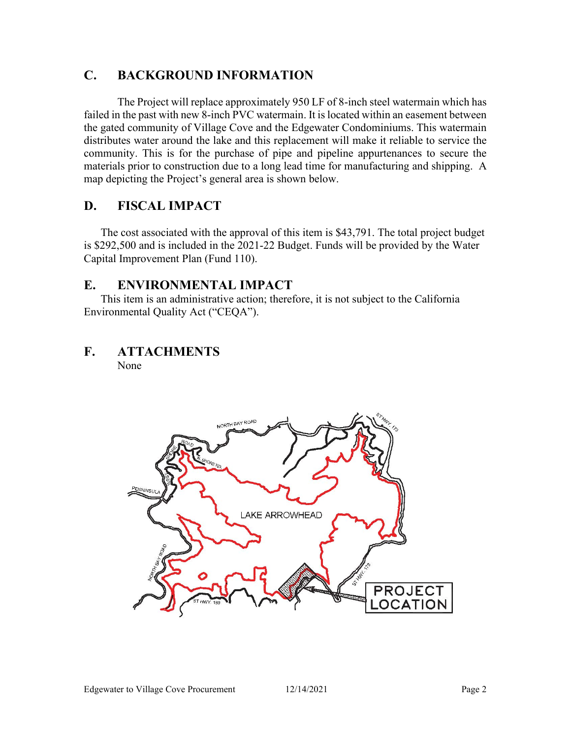## C. BACKGROUND INFORMATION

The Project will replace approximately 950 LF of 8-inch steel watermain which has failed in the past with new 8-inch PVC watermain. It is located within an easement between the gated community of Village Cove and the Edgewater Condominiums. This watermain distributes water around the lake and this replacement will make it reliable to service the community. This is for the purchase of pipe and pipeline appurtenances to secure the materials prior to construction due to a long lead time for manufacturing and shipping. A map depicting the Project's general area is shown below.

## D. FISCAL IMPACT

The cost associated with the approval of this item is $43,791. The total project budget is $292,500 and is included in the 2021-22 Budget. Funds will be provided by the Water Capital Improvement Plan (Fund 110).

## E. ENVIRONMENTAL IMPACT

This item is an administrative action; therefore, it is not subject to the California Environmental Quality Act ("CEQA").

## F. ATTACHMENTS

None

NORTH BAY ROAD
ST HWY 173
ROAD
RIDGE
N. SHORE RD.
PENINSULA
LAKE ARROWHEAD
NORTH BAY ROAD
ST HWY 173
ST HWY 189
PROJECT LOCATION